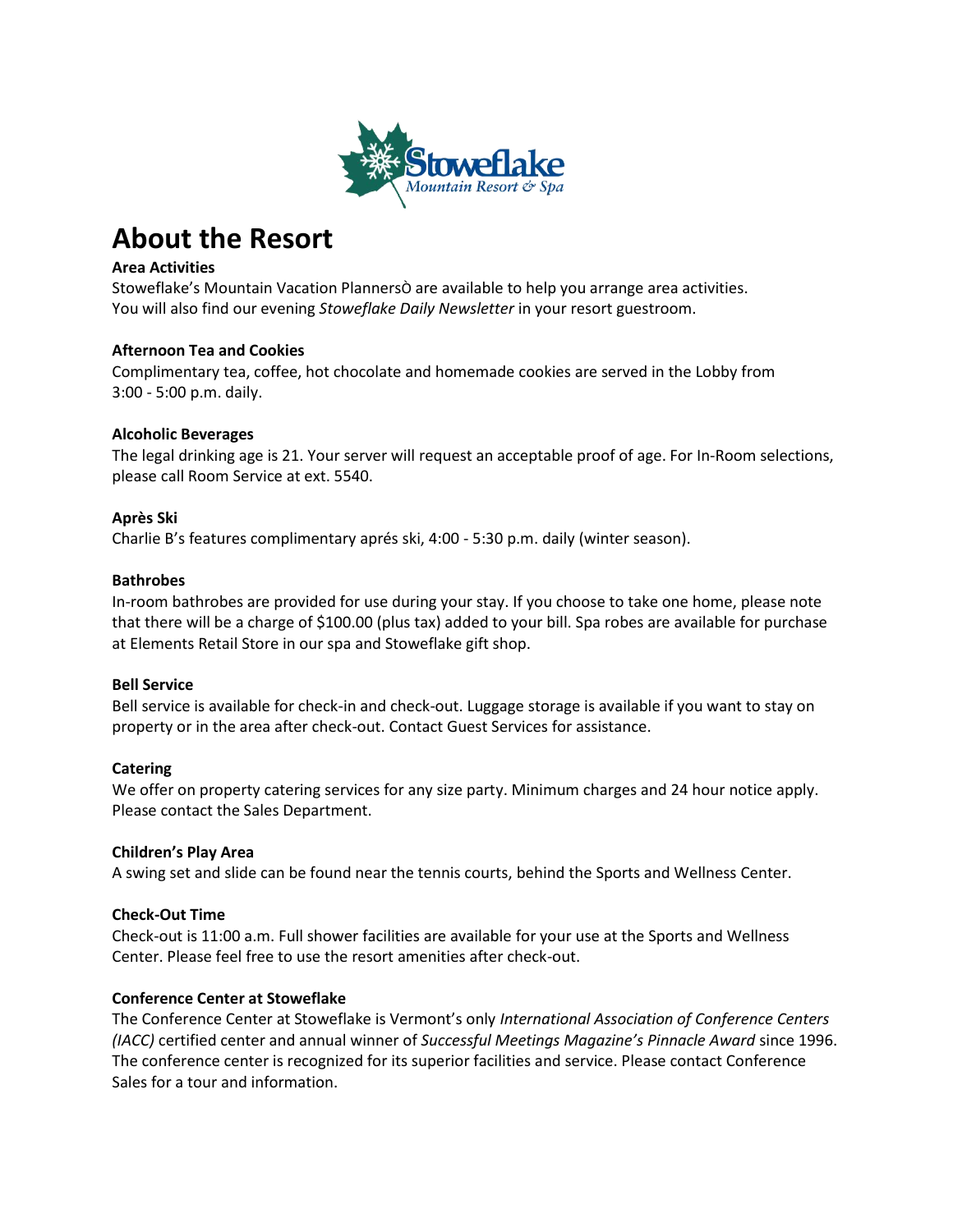# About the Resort

**Area Activities**
Stoweflake's Mountain Vacation PlannersÒ are available to help you arrange area activities.
You will also find our evening *Stoweflake Daily Newsletter* in your resort guestroom.

**Afternoon Tea and Cookies**
Complimentary tea, coffee, hot chocolate and homemade cookies are served in the Lobby from 3:00 - 5:00 p.m. daily.

**Alcoholic Beverages**
The legal drinking age is 21. Your server will request an acceptable proof of age. For In-Room selections, please call Room Service at ext. 5540.

**Après Ski**
Charlie B's features complimentary aprés ski, 4:00 - 5:30 p.m. daily (winter season).

**Bathrobes**
In-room bathrobes are provided for use during your stay. If you choose to take one home, please note that there will be a charge of $100.00 (plus tax) added to your bill. Spa robes are available for purchase at Elements Retail Store in our spa and Stoweflake gift shop.

**Bell Service**
Bell service is available for check-in and check-out. Luggage storage is available if you want to stay on property or in the area after check-out. Contact Guest Services for assistance.

**Catering**
We offer on property catering services for any size party. Minimum charges and 24 hour notice apply. Please contact the Sales Department.

**Children's Play Area**
A swing set and slide can be found near the tennis courts, behind the Sports and Wellness Center.

**Check-Out Time**
Check-out is 11:00 a.m. Full shower facilities are available for your use at the Sports and Wellness Center. Please feel free to use the resort amenities after check-out.

**Conference Center at Stoweflake**
The Conference Center at Stoweflake is Vermont's only *International Association of Conference Centers (IACC)* certified center and annual winner of *Successful Meetings Magazine's Pinnacle Award* since 1996. The conference center is recognized for its superior facilities and service. Please contact Conference Sales for a tour and information.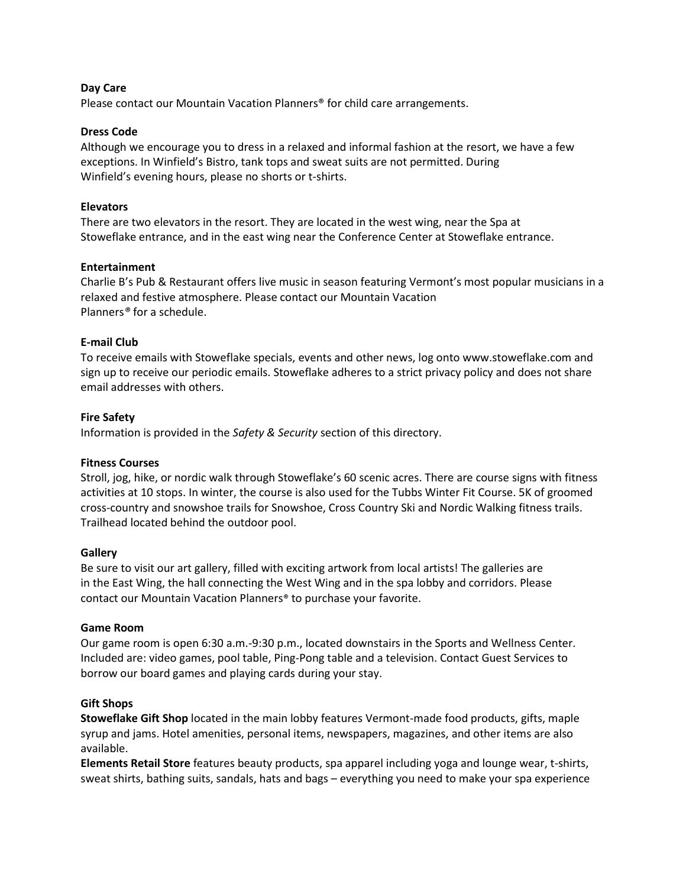**Day Care**

Please contact our Mountain Vacation Planners® for child care arrangements.

**Dress Code**

Although we encourage you to dress in a relaxed and informal fashion at the resort, we have a few exceptions. In Winfield's Bistro, tank tops and sweat suits are not permitted. During Winfield's evening hours, please no shorts or t-shirts.

**Elevators**

There are two elevators in the resort. They are located in the west wing, near the Spa at Stoweflake entrance, and in the east wing near the Conference Center at Stoweflake entrance.

**Entertainment**

Charlie B's Pub & Restaurant offers live music in season featuring Vermont's most popular musicians in a relaxed and festive atmosphere. Please contact our Mountain Vacation Planners® for a schedule.

**E-mail Club**

To receive emails with Stoweflake specials, events and other news, log onto www.stoweflake.com and sign up to receive our periodic emails. Stoweflake adheres to a strict privacy policy and does not share email addresses with others.

**Fire Safety**

Information is provided in the *Safety & Security* section of this directory.

**Fitness Courses**

Stroll, jog, hike, or nordic walk through Stoweflake's 60 scenic acres. There are course signs with fitness activities at 10 stops. In winter, the course is also used for the Tubbs Winter Fit Course. 5K of groomed cross-country and snowshoe trails for Snowshoe, Cross Country Ski and Nordic Walking fitness trails. Trailhead located behind the outdoor pool.

**Gallery**

Be sure to visit our art gallery, filled with exciting artwork from local artists! The galleries are in the East Wing, the hall connecting the West Wing and in the spa lobby and corridors. Please contact our Mountain Vacation Planners® to purchase your favorite.

**Game Room**

Our game room is open 6:30 a.m.-9:30 p.m., located downstairs in the Sports and Wellness Center. Included are: video games, pool table, Ping-Pong table and a television. Contact Guest Services to borrow our board games and playing cards during your stay.

**Gift Shops**

**Stoweflake Gift Shop** located in the main lobby features Vermont-made food products, gifts, maple syrup and jams. Hotel amenities, personal items, newspapers, magazines, and other items are also available.

**Elements Retail Store** features beauty products, spa apparel including yoga and lounge wear, t-shirts, sweat shirts, bathing suits, sandals, hats and bags – everything you need to make your spa experience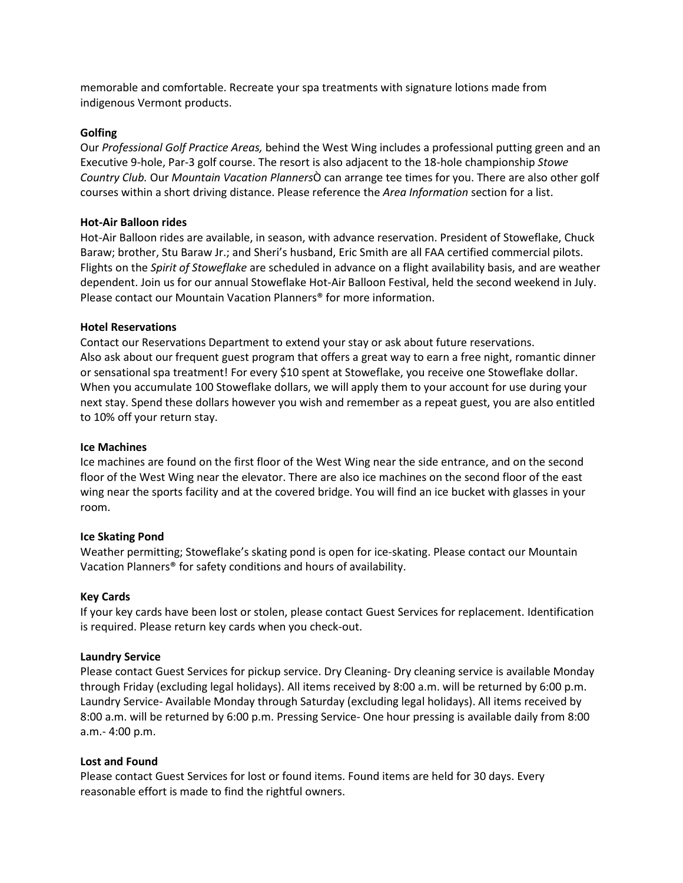memorable and comfortable. Recreate your spa treatments with signature lotions made from indigenous Vermont products.

**Golfing**

Our *Professional Golf Practice Areas,* behind the West Wing includes a professional putting green and an Executive 9-hole, Par-3 golf course. The resort is also adjacent to the 18-hole championship *Stowe Country Club.* Our *Mountain Vacation Planners*Ò can arrange tee times for you. There are also other golf courses within a short driving distance. Please reference the *Area Information* section for a list.

**Hot-Air Balloon rides**

Hot-Air Balloon rides are available, in season, with advance reservation. President of Stoweflake, Chuck Baraw; brother, Stu Baraw Jr.; and Sheri's husband, Eric Smith are all FAA certified commercial pilots. Flights on the *Spirit of Stoweflake* are scheduled in advance on a flight availability basis, and are weather dependent. Join us for our annual Stoweflake Hot-Air Balloon Festival, held the second weekend in July. Please contact our Mountain Vacation Planners® for more information.

**Hotel Reservations**

Contact our Reservations Department to extend your stay or ask about future reservations.
Also ask about our frequent guest program that offers a great way to earn a free night, romantic dinner or sensational spa treatment! For every $10 spent at Stoweflake, you receive one Stoweflake dollar. When you accumulate 100 Stoweflake dollars, we will apply them to your account for use during your next stay. Spend these dollars however you wish and remember as a repeat guest, you are also entitled to 10% off your return stay.

**Ice Machines**

Ice machines are found on the first floor of the West Wing near the side entrance, and on the second floor of the West Wing near the elevator. There are also ice machines on the second floor of the east wing near the sports facility and at the covered bridge. You will find an ice bucket with glasses in your room.

**Ice Skating Pond**

Weather permitting; Stoweflake's skating pond is open for ice-skating. Please contact our Mountain Vacation Planners® for safety conditions and hours of availability.

**Key Cards**

If your key cards have been lost or stolen, please contact Guest Services for replacement. Identification is required. Please return key cards when you check-out.

**Laundry Service**

Please contact Guest Services for pickup service. Dry Cleaning- Dry cleaning service is available Monday through Friday (excluding legal holidays). All items received by 8:00 a.m. will be returned by 6:00 p.m. Laundry Service- Available Monday through Saturday (excluding legal holidays). All items received by 8:00 a.m. will be returned by 6:00 p.m. Pressing Service- One hour pressing is available daily from 8:00 a.m.- 4:00 p.m.

**Lost and Found**

Please contact Guest Services for lost or found items. Found items are held for 30 days. Every reasonable effort is made to find the rightful owners.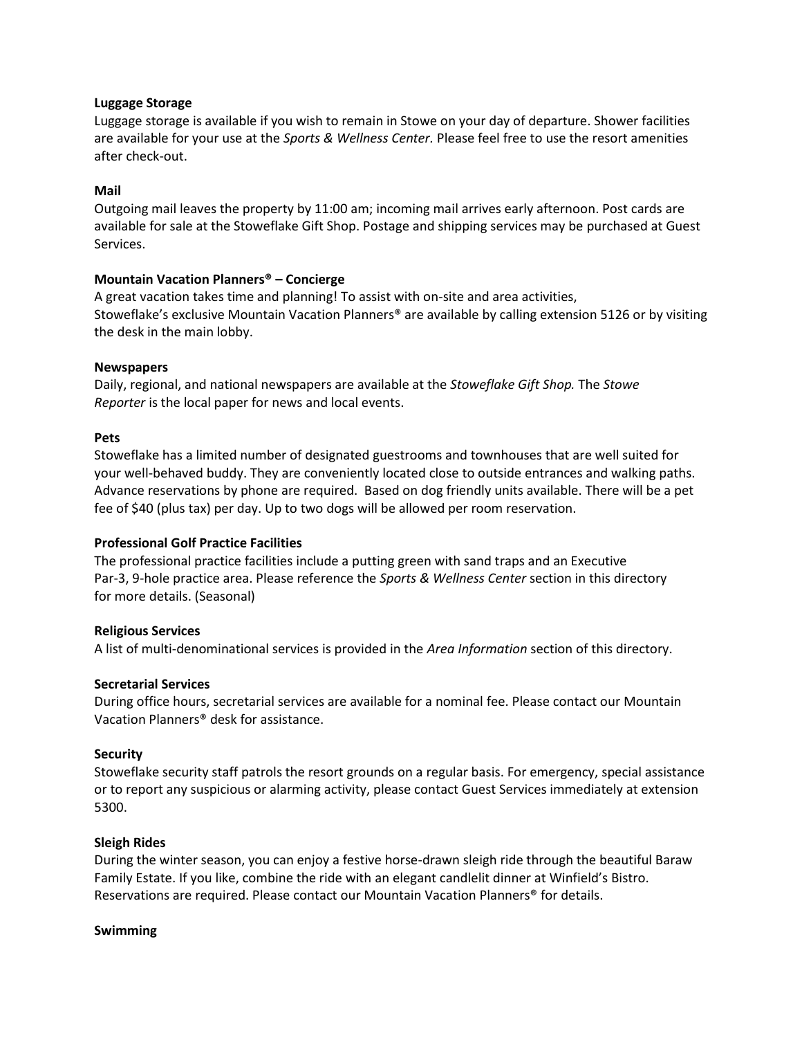**Luggage Storage**

Luggage storage is available if you wish to remain in Stowe on your day of departure. Shower facilities are available for your use at the *Sports & Wellness Center.* Please feel free to use the resort amenities after check-out.

**Mail**

Outgoing mail leaves the property by 11:00 am; incoming mail arrives early afternoon. Post cards are available for sale at the Stoweflake Gift Shop. Postage and shipping services may be purchased at Guest Services.

**Mountain Vacation Planners® – Concierge**

A great vacation takes time and planning! To assist with on-site and area activities, Stoweflake's exclusive Mountain Vacation Planners® are available by calling extension 5126 or by visiting the desk in the main lobby.

**Newspapers**

Daily, regional, and national newspapers are available at the *Stoweflake Gift Shop.* The *Stowe Reporter* is the local paper for news and local events.

**Pets**

Stoweflake has a limited number of designated guestrooms and townhouses that are well suited for your well-behaved buddy. They are conveniently located close to outside entrances and walking paths. Advance reservations by phone are required. Based on dog friendly units available. There will be a pet fee of $40 (plus tax) per day. Up to two dogs will be allowed per room reservation.

**Professional Golf Practice Facilities**

The professional practice facilities include a putting green with sand traps and an Executive Par-3, 9-hole practice area. Please reference the *Sports & Wellness Center* section in this directory for more details. (Seasonal)

**Religious Services**

A list of multi-denominational services is provided in the *Area Information* section of this directory.

**Secretarial Services**

During office hours, secretarial services are available for a nominal fee. Please contact our Mountain Vacation Planners® desk for assistance.

**Security**

Stoweflake security staff patrols the resort grounds on a regular basis. For emergency, special assistance or to report any suspicious or alarming activity, please contact Guest Services immediately at extension 5300.

**Sleigh Rides**

During the winter season, you can enjoy a festive horse-drawn sleigh ride through the beautiful Baraw Family Estate. If you like, combine the ride with an elegant candlelit dinner at Winfield's Bistro. Reservations are required. Please contact our Mountain Vacation Planners® for details.

**Swimming**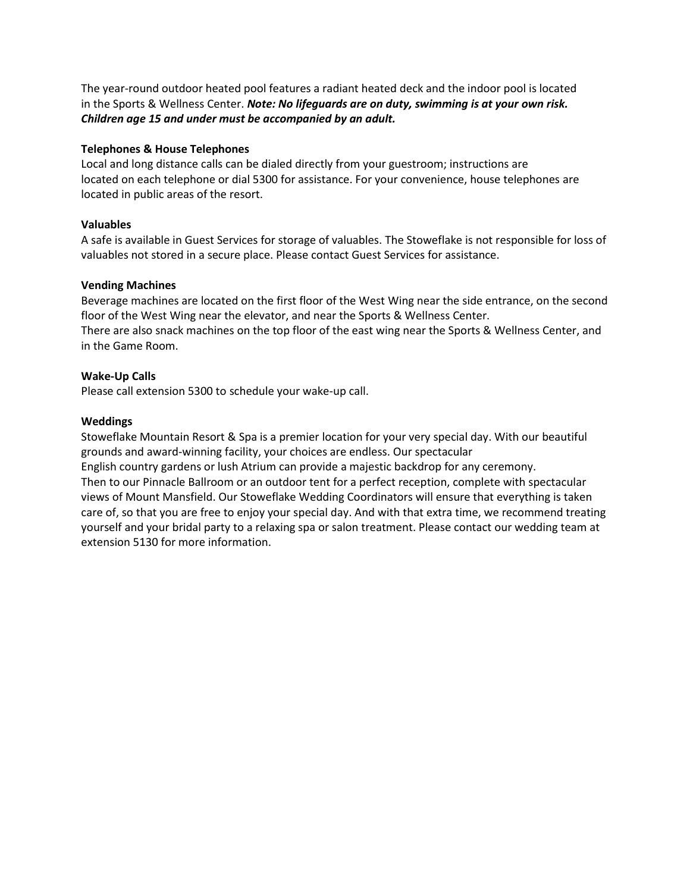The year-round outdoor heated pool features a radiant heated deck and the indoor pool is located in the Sports & Wellness Center. ***Note: No lifeguards are on duty, swimming is at your own risk. Children age 15 and under must be accompanied by an adult.***

**Telephones & House Telephones**
Local and long distance calls can be dialed directly from your guestroom; instructions are located on each telephone or dial 5300 for assistance. For your convenience, house telephones are located in public areas of the resort.

**Valuables**
A safe is available in Guest Services for storage of valuables. The Stoweflake is not responsible for loss of valuables not stored in a secure place. Please contact Guest Services for assistance.

**Vending Machines**
Beverage machines are located on the first floor of the West Wing near the side entrance, on the second floor of the West Wing near the elevator, and near the Sports & Wellness Center.
There are also snack machines on the top floor of the east wing near the Sports & Wellness Center, and in the Game Room.

**Wake-Up Calls**
Please call extension 5300 to schedule your wake-up call.

**Weddings**
Stoweflake Mountain Resort & Spa is a premier location for your very special day. With our beautiful grounds and award-winning facility, your choices are endless. Our spectacular
English country gardens or lush Atrium can provide a majestic backdrop for any ceremony.
Then to our Pinnacle Ballroom or an outdoor tent for a perfect reception, complete with spectacular views of Mount Mansfield. Our Stoweflake Wedding Coordinators will ensure that everything is taken care of, so that you are free to enjoy your special day. And with that extra time, we recommend treating yourself and your bridal party to a relaxing spa or salon treatment. Please contact our wedding team at extension 5130 for more information.